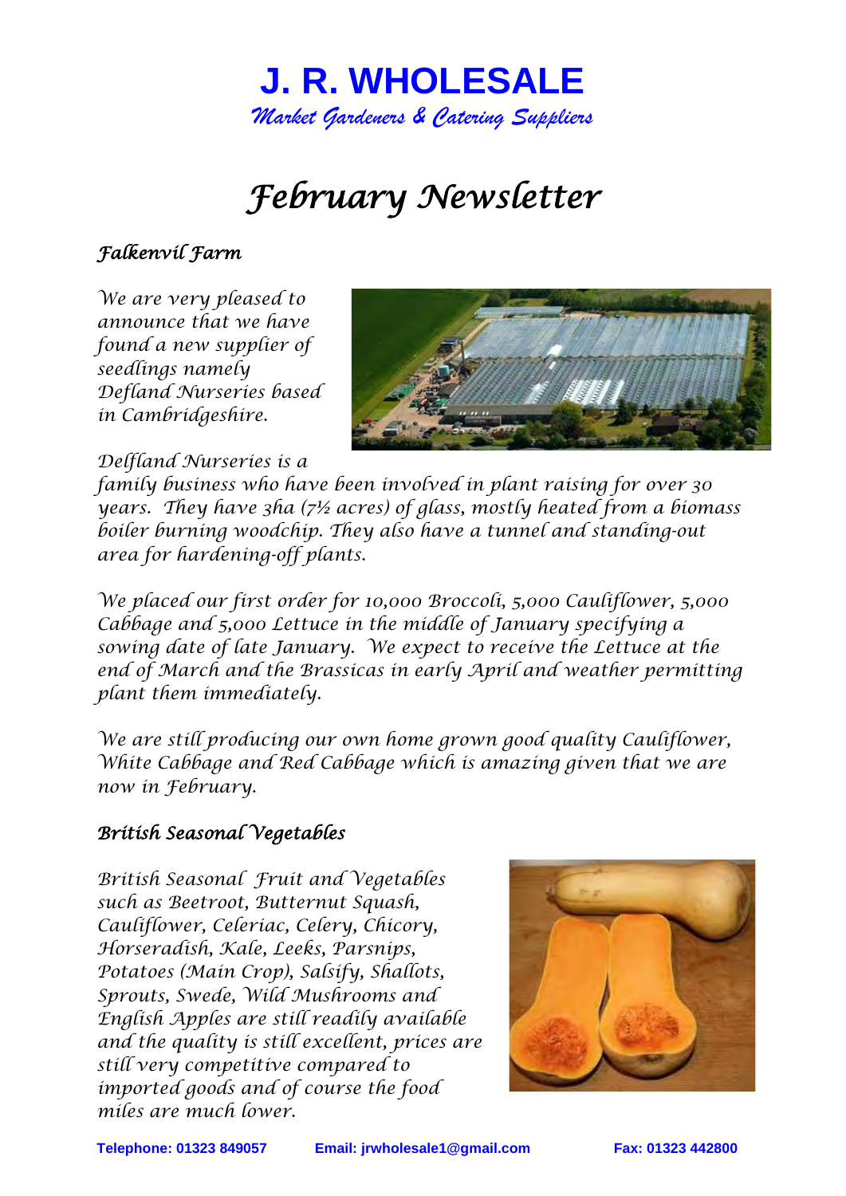# J. R. WHOLESALE

*Market Gardeners & Catering Suppliers*

## *February Newsletter*

### *Falkenvil Farm*

*We are very pleased to announce that we have found a new supplier of seedlings namely Defland Nurseries based in Cambridgeshire.*

*Delfland Nurseries is a family business who have been involved in plant raising for over 30 years. They have 3ha (7½ acres) of glass, mostly heated from a biomass boiler burning woodchip. They also have a tunnel and standing-out area for hardening-off plants.*

*We placed our first order for 10,000 Broccoli, 5,000 Cauliflower, 5,000 Cabbage and 5,000 Lettuce in the middle of January specifying a sowing date of late January. We expect to receive the Lettuce at the end of March and the Brassicas in early April and weather permitting plant them immediately.*

*We are still producing our own home grown good quality Cauliflower, White Cabbage and Red Cabbage which is amazing given that we are now in February.*

### *British Seasonal Vegetables*

*British Seasonal Fruit and Vegetables such as Beetroot, Butternut Squash, Cauliflower, Celeriac, Celery, Chicory, Horseradish, Kale, Leeks, Parsnips, Potatoes (Main Crop), Salsify, Shallots, Sprouts, Swede, Wild Mushrooms and English Apples are still readily available and the quality is still excellent, prices are still very competitive compared to imported goods and of course the food miles are much lower.*

**Telephone: 01323 849057** **Email: jrwholesale1@gmail.com** **Fax: 01323 442800**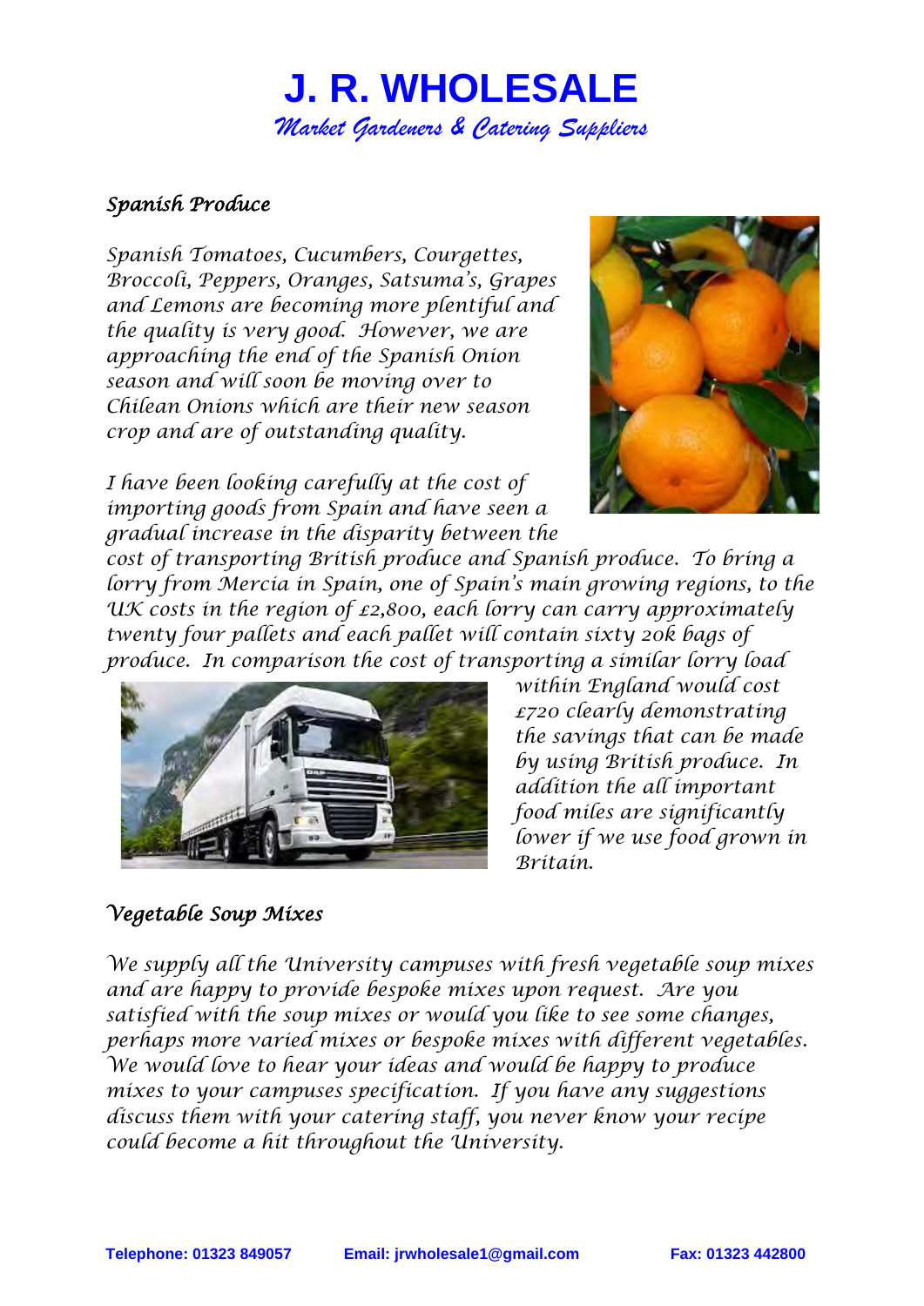# J. R. WHOLESALE

*Market Gardeners & Catering Suppliers*

## *Spanish Produce*

*Spanish Tomatoes, Cucumbers, Courgettes, Broccoli, Peppers, Oranges, Satsuma's, Grapes and Lemons are becoming more plentiful and the quality is very good. However, we are approaching the end of the Spanish Onion season and will soon be moving over to Chilean Onions which are their new season crop and are of outstanding quality.*

*I have been looking carefully at the cost of importing goods from Spain and have seen a gradual increase in the disparity between the cost of transporting British produce and Spanish produce. To bring a lorry from Mercia in Spain, one of Spain's main growing regions, to the UK costs in the region of £2,800, each lorry can carry approximately twenty four pallets and each pallet will contain sixty 20k bags of produce. In comparison the cost of transporting a similar lorry load within England would cost £720 clearly demonstrating the savings that can be made by using British produce. In addition the all important food miles are significantly lower if we use food grown in Britain.*

## *Vegetable Soup Mixes*

*We supply all the University campuses with fresh vegetable soup mixes and are happy to provide bespoke mixes upon request. Are you satisfied with the soup mixes or would you like to see some changes, perhaps more varied mixes or bespoke mixes with different vegetables. We would love to hear your ideas and would be happy to produce mixes to your campuses specification. If you have any suggestions discuss them with your catering staff, you never know your recipe could become a hit throughout the University.*

**Telephone: 01323 849057** **Email: jrwholesale1@gmail.com** **Fax: 01323 442800**